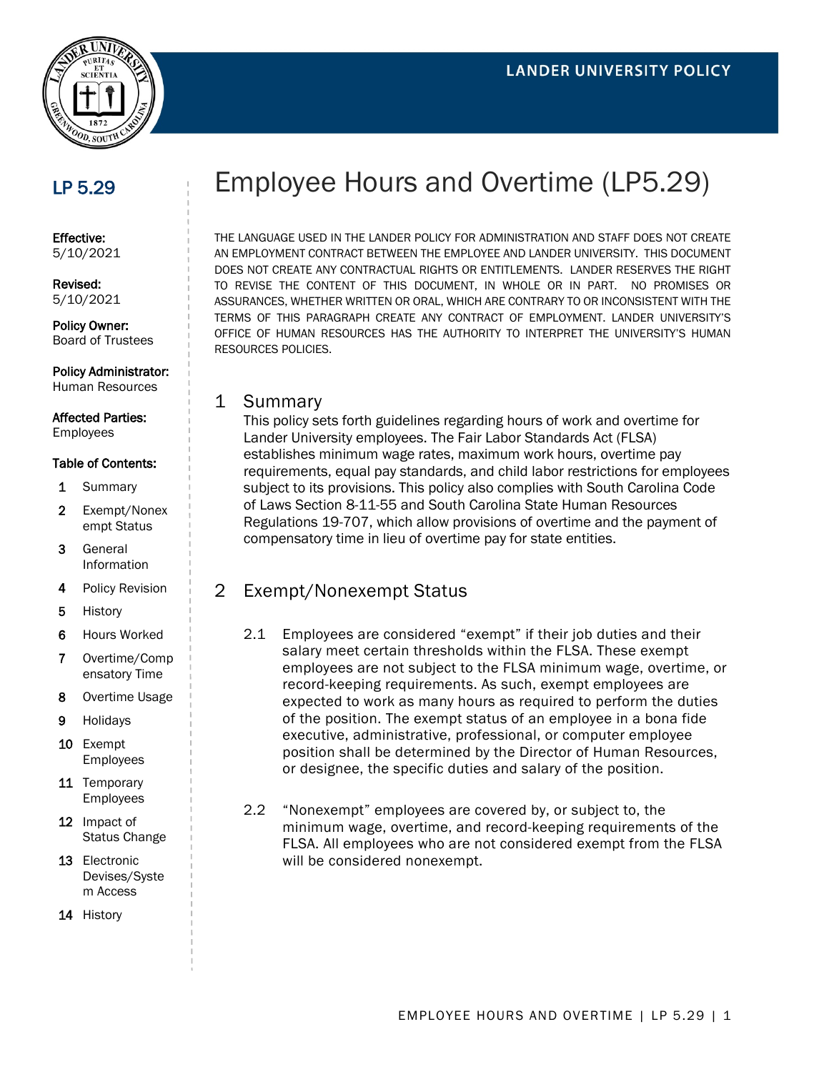LANDER UNIVERSITY POLICY

# Employee Hours and Overtime (LP5.29)

**LP 5.29**

**Effective:**
5/10/2021

**Revised:**
5/10/2021

**Policy Owner:**
Board of Trustees

**Policy Administrator:**
Human Resources

**Affected Parties:**
Employees

**Table of Contents:**

1. Summary
2. Exempt/Nonexempt Status
3. General Information
4. Policy Revision
5. History
6. Hours Worked
7. Overtime/Compensatory Time
8. Overtime Usage
9. Holidays
10. Exempt Employees
11. Temporary Employees
12. Impact of Status Change
13. Electronic Devises/System Access
14. History

THE LANGUAGE USED IN THE LANDER POLICY FOR ADMINISTRATION AND STAFF DOES NOT CREATE AN EMPLOYMENT CONTRACT BETWEEN THE EMPLOYEE AND LANDER UNIVERSITY. THIS DOCUMENT DOES NOT CREATE ANY CONTRACTUAL RIGHTS OR ENTITLEMENTS. LANDER RESERVES THE RIGHT TO REVISE THE CONTENT OF THIS DOCUMENT, IN WHOLE OR IN PART. NO PROMISES OR ASSURANCES, WHETHER WRITTEN OR ORAL, WHICH ARE CONTRARY TO OR INCONSISTENT WITH THE TERMS OF THIS PARAGRAPH CREATE ANY CONTRACT OF EMPLOYMENT. LANDER UNIVERSITY'S OFFICE OF HUMAN RESOURCES HAS THE AUTHORITY TO INTERPRET THE UNIVERSITY'S HUMAN RESOURCES POLICIES.

## 1 Summary

This policy sets forth guidelines regarding hours of work and overtime for Lander University employees. The Fair Labor Standards Act (FLSA) establishes minimum wage rates, maximum work hours, overtime pay requirements, equal pay standards, and child labor restrictions for employees subject to its provisions. This policy also complies with South Carolina Code of Laws Section 8-11-55 and South Carolina State Human Resources Regulations 19-707, which allow provisions of overtime and the payment of compensatory time in lieu of overtime pay for state entities.

## 2 Exempt/Nonexempt Status

2.1 Employees are considered "exempt" if their job duties and their salary meet certain thresholds within the FLSA. These exempt employees are not subject to the FLSA minimum wage, overtime, or record-keeping requirements. As such, exempt employees are expected to work as many hours as required to perform the duties of the position. The exempt status of an employee in a bona fide executive, administrative, professional, or computer employee position shall be determined by the Director of Human Resources, or designee, the specific duties and salary of the position.

2.2 "Nonexempt" employees are covered by, or subject to, the minimum wage, overtime, and record-keeping requirements of the FLSA. All employees who are not considered exempt from the FLSA will be considered nonexempt.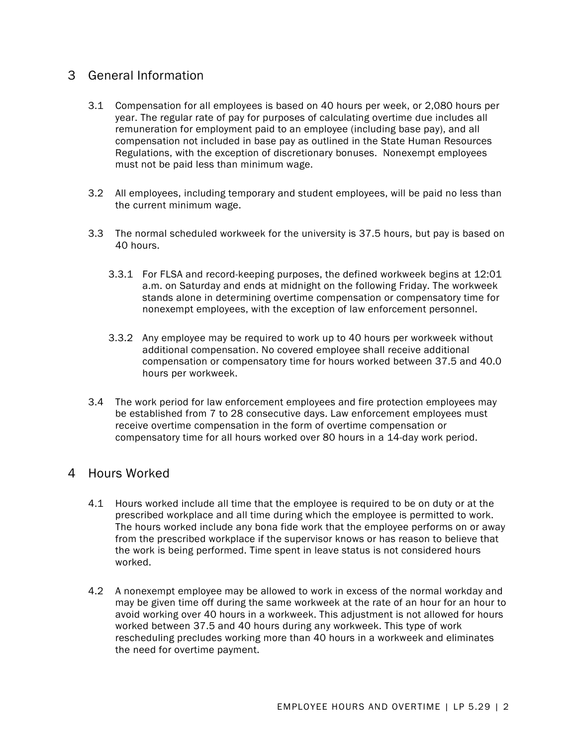## 3 General Information

3.1 Compensation for all employees is based on 40 hours per week, or 2,080 hours per year. The regular rate of pay for purposes of calculating overtime due includes all remuneration for employment paid to an employee (including base pay), and all compensation not included in base pay as outlined in the State Human Resources Regulations, with the exception of discretionary bonuses. Nonexempt employees must not be paid less than minimum wage.

3.2 All employees, including temporary and student employees, will be paid no less than the current minimum wage.

3.3 The normal scheduled workweek for the university is 37.5 hours, but pay is based on 40 hours.

3.3.1 For FLSA and record-keeping purposes, the defined workweek begins at 12:01 a.m. on Saturday and ends at midnight on the following Friday. The workweek stands alone in determining overtime compensation or compensatory time for nonexempt employees, with the exception of law enforcement personnel.

3.3.2 Any employee may be required to work up to 40 hours per workweek without additional compensation. No covered employee shall receive additional compensation or compensatory time for hours worked between 37.5 and 40.0 hours per workweek.

3.4 The work period for law enforcement employees and fire protection employees may be established from 7 to 28 consecutive days. Law enforcement employees must receive overtime compensation in the form of overtime compensation or compensatory time for all hours worked over 80 hours in a 14-day work period.

## 4 Hours Worked

4.1 Hours worked include all time that the employee is required to be on duty or at the prescribed workplace and all time during which the employee is permitted to work. The hours worked include any bona fide work that the employee performs on or away from the prescribed workplace if the supervisor knows or has reason to believe that the work is being performed. Time spent in leave status is not considered hours worked.

4.2 A nonexempt employee may be allowed to work in excess of the normal workday and may be given time off during the same workweek at the rate of an hour for an hour to avoid working over 40 hours in a workweek. This adjustment is not allowed for hours worked between 37.5 and 40 hours during any workweek. This type of work rescheduling precludes working more than 40 hours in a workweek and eliminates the need for overtime payment.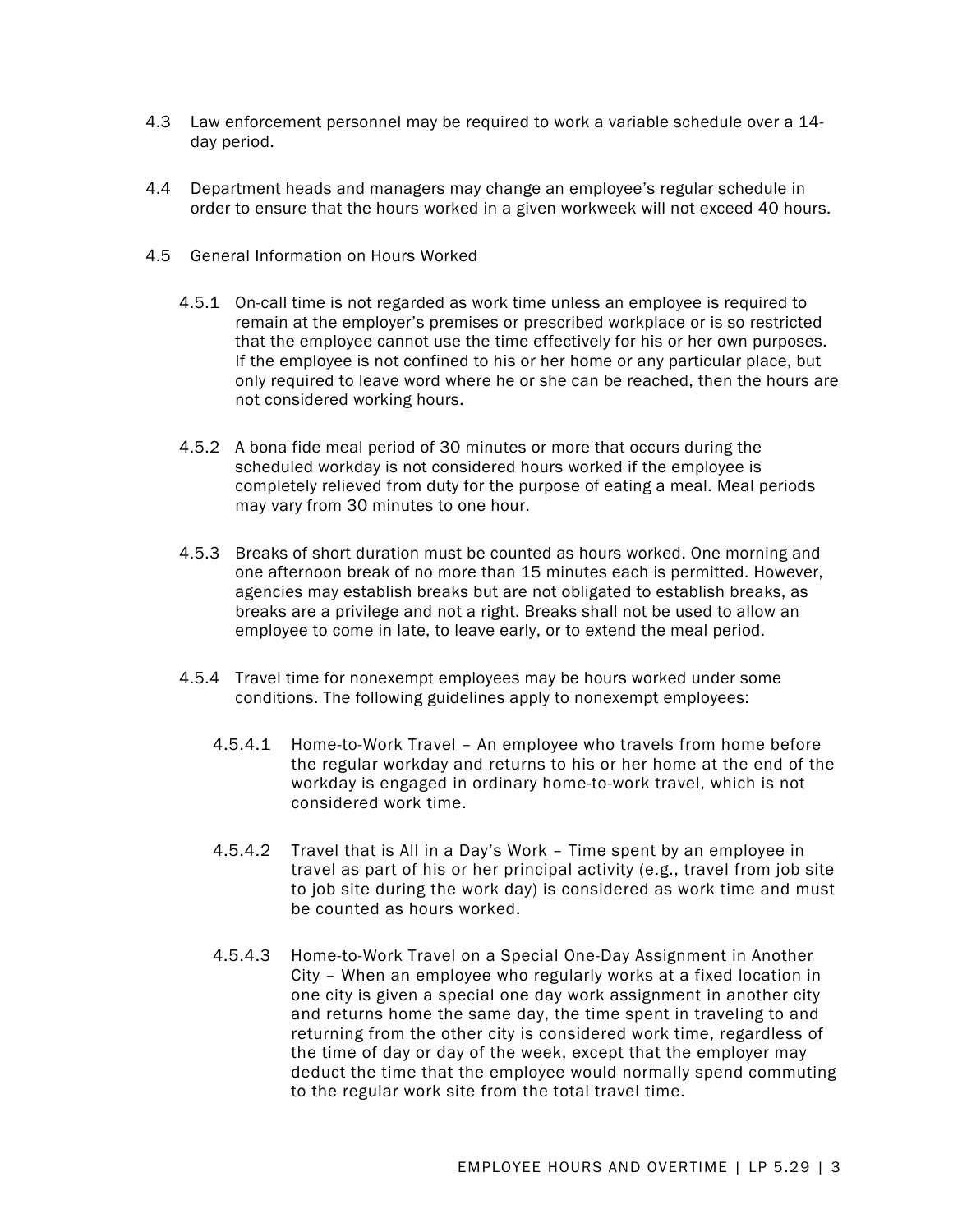4.3 Law enforcement personnel may be required to work a variable schedule over a 14-day period.

4.4 Department heads and managers may change an employee's regular schedule in order to ensure that the hours worked in a given workweek will not exceed 40 hours.

4.5 General Information on Hours Worked

4.5.1 On-call time is not regarded as work time unless an employee is required to remain at the employer's premises or prescribed workplace or is so restricted that the employee cannot use the time effectively for his or her own purposes. If the employee is not confined to his or her home or any particular place, but only required to leave word where he or she can be reached, then the hours are not considered working hours.

4.5.2 A bona fide meal period of 30 minutes or more that occurs during the scheduled workday is not considered hours worked if the employee is completely relieved from duty for the purpose of eating a meal. Meal periods may vary from 30 minutes to one hour.

4.5.3 Breaks of short duration must be counted as hours worked. One morning and one afternoon break of no more than 15 minutes each is permitted. However, agencies may establish breaks but are not obligated to establish breaks, as breaks are a privilege and not a right. Breaks shall not be used to allow an employee to come in late, to leave early, or to extend the meal period.

4.5.4 Travel time for nonexempt employees may be hours worked under some conditions. The following guidelines apply to nonexempt employees:

4.5.4.1 Home-to-Work Travel – An employee who travels from home before the regular workday and returns to his or her home at the end of the workday is engaged in ordinary home-to-work travel, which is not considered work time.

4.5.4.2 Travel that is All in a Day's Work – Time spent by an employee in travel as part of his or her principal activity (e.g., travel from job site to job site during the work day) is considered as work time and must be counted as hours worked.

4.5.4.3 Home-to-Work Travel on a Special One-Day Assignment in Another City – When an employee who regularly works at a fixed location in one city is given a special one day work assignment in another city and returns home the same day, the time spent in traveling to and returning from the other city is considered work time, regardless of the time of day or day of the week, except that the employer may deduct the time that the employee would normally spend commuting to the regular work site from the total travel time.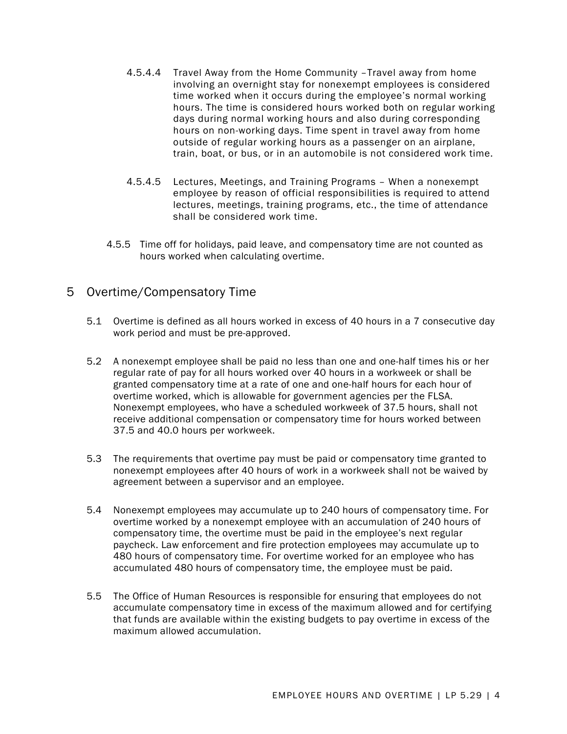4.5.4.4 Travel Away from the Home Community –Travel away from home involving an overnight stay for nonexempt employees is considered time worked when it occurs during the employee's normal working hours. The time is considered hours worked both on regular working days during normal working hours and also during corresponding hours on non-working days. Time spent in travel away from home outside of regular working hours as a passenger on an airplane, train, boat, or bus, or in an automobile is not considered work time.

4.5.4.5 Lectures, Meetings, and Training Programs – When a nonexempt employee by reason of official responsibilities is required to attend lectures, meetings, training programs, etc., the time of attendance shall be considered work time.

4.5.5 Time off for holidays, paid leave, and compensatory time are not counted as hours worked when calculating overtime.

# 5 Overtime/Compensatory Time

5.1 Overtime is defined as all hours worked in excess of 40 hours in a 7 consecutive day work period and must be pre-approved.

5.2 A nonexempt employee shall be paid no less than one and one-half times his or her regular rate of pay for all hours worked over 40 hours in a workweek or shall be granted compensatory time at a rate of one and one-half hours for each hour of overtime worked, which is allowable for government agencies per the FLSA. Nonexempt employees, who have a scheduled workweek of 37.5 hours, shall not receive additional compensation or compensatory time for hours worked between 37.5 and 40.0 hours per workweek.

5.3 The requirements that overtime pay must be paid or compensatory time granted to nonexempt employees after 40 hours of work in a workweek shall not be waived by agreement between a supervisor and an employee.

5.4 Nonexempt employees may accumulate up to 240 hours of compensatory time. For overtime worked by a nonexempt employee with an accumulation of 240 hours of compensatory time, the overtime must be paid in the employee's next regular paycheck. Law enforcement and fire protection employees may accumulate up to 480 hours of compensatory time. For overtime worked for an employee who has accumulated 480 hours of compensatory time, the employee must be paid.

5.5 The Office of Human Resources is responsible for ensuring that employees do not accumulate compensatory time in excess of the maximum allowed and for certifying that funds are available within the existing budgets to pay overtime in excess of the maximum allowed accumulation.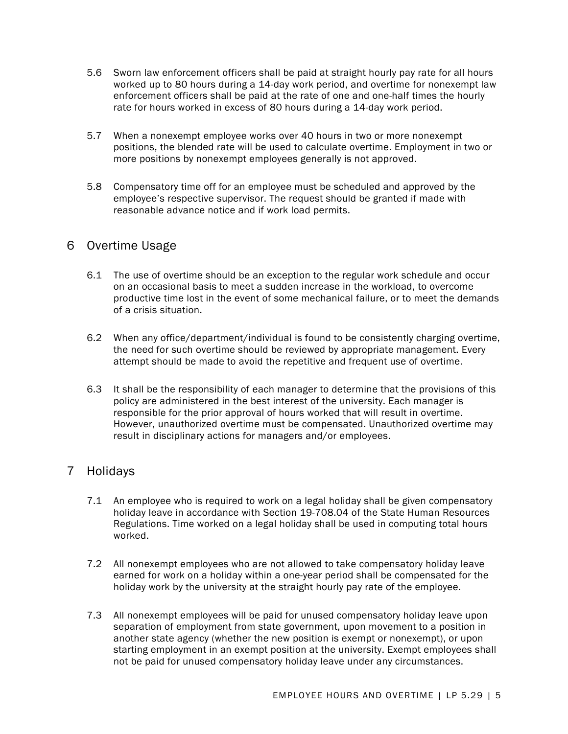5.6 Sworn law enforcement officers shall be paid at straight hourly pay rate for all hours worked up to 80 hours during a 14-day work period, and overtime for nonexempt law enforcement officers shall be paid at the rate of one and one-half times the hourly rate for hours worked in excess of 80 hours during a 14-day work period.

5.7 When a nonexempt employee works over 40 hours in two or more nonexempt positions, the blended rate will be used to calculate overtime. Employment in two or more positions by nonexempt employees generally is not approved.

5.8 Compensatory time off for an employee must be scheduled and approved by the employee's respective supervisor. The request should be granted if made with reasonable advance notice and if work load permits.

## 6 Overtime Usage

6.1 The use of overtime should be an exception to the regular work schedule and occur on an occasional basis to meet a sudden increase in the workload, to overcome productive time lost in the event of some mechanical failure, or to meet the demands of a crisis situation.

6.2 When any office/department/individual is found to be consistently charging overtime, the need for such overtime should be reviewed by appropriate management. Every attempt should be made to avoid the repetitive and frequent use of overtime.

6.3 It shall be the responsibility of each manager to determine that the provisions of this policy are administered in the best interest of the university. Each manager is responsible for the prior approval of hours worked that will result in overtime. However, unauthorized overtime must be compensated. Unauthorized overtime may result in disciplinary actions for managers and/or employees.

## 7 Holidays

7.1 An employee who is required to work on a legal holiday shall be given compensatory holiday leave in accordance with Section 19-708.04 of the State Human Resources Regulations. Time worked on a legal holiday shall be used in computing total hours worked.

7.2 All nonexempt employees who are not allowed to take compensatory holiday leave earned for work on a holiday within a one-year period shall be compensated for the holiday work by the university at the straight hourly pay rate of the employee.

7.3 All nonexempt employees will be paid for unused compensatory holiday leave upon separation of employment from state government, upon movement to a position in another state agency (whether the new position is exempt or nonexempt), or upon starting employment in an exempt position at the university. Exempt employees shall not be paid for unused compensatory holiday leave under any circumstances.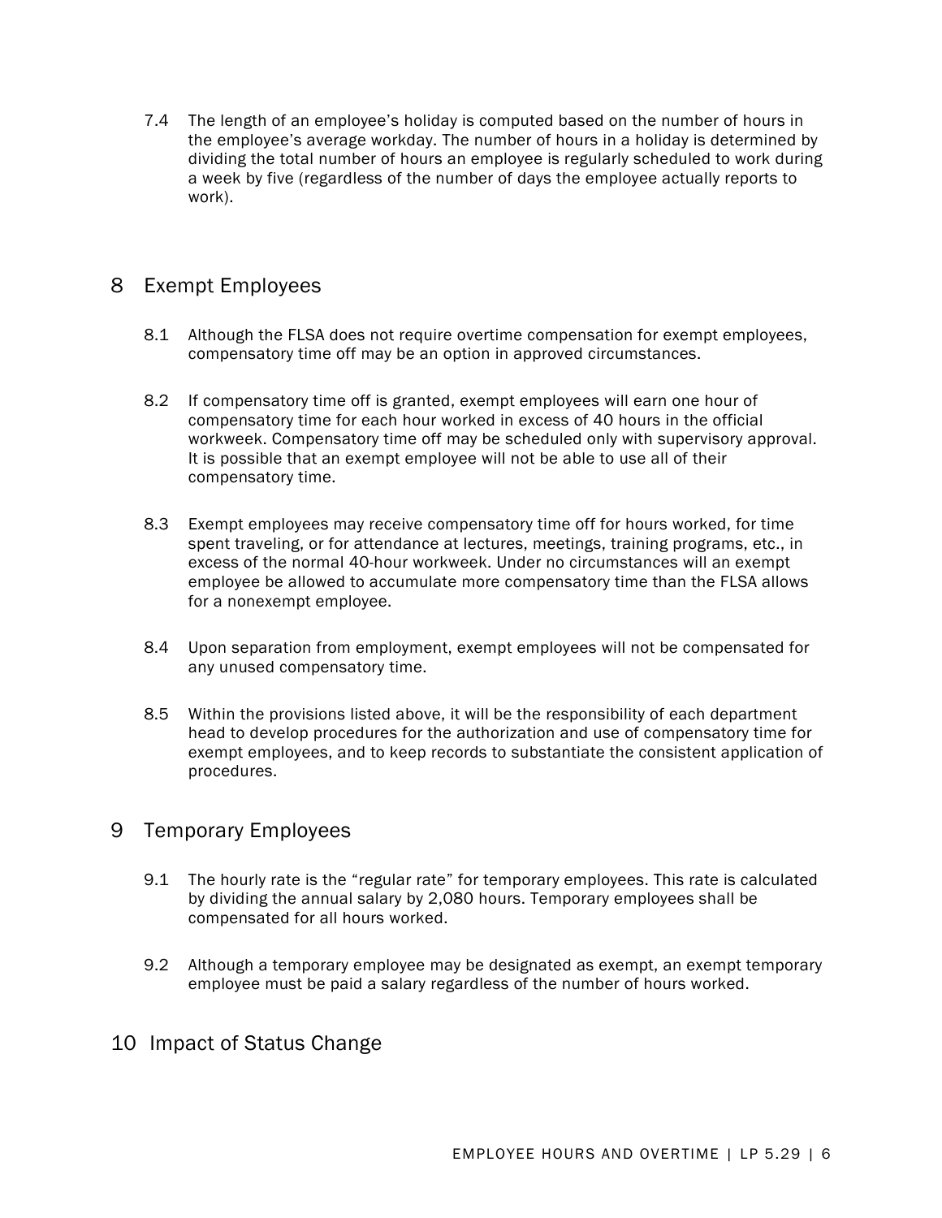7.4 The length of an employee's holiday is computed based on the number of hours in the employee's average workday. The number of hours in a holiday is determined by dividing the total number of hours an employee is regularly scheduled to work during a week by five (regardless of the number of days the employee actually reports to work).

## 8 Exempt Employees

8.1 Although the FLSA does not require overtime compensation for exempt employees, compensatory time off may be an option in approved circumstances.

8.2 If compensatory time off is granted, exempt employees will earn one hour of compensatory time for each hour worked in excess of 40 hours in the official workweek. Compensatory time off may be scheduled only with supervisory approval. It is possible that an exempt employee will not be able to use all of their compensatory time.

8.3 Exempt employees may receive compensatory time off for hours worked, for time spent traveling, or for attendance at lectures, meetings, training programs, etc., in excess of the normal 40-hour workweek. Under no circumstances will an exempt employee be allowed to accumulate more compensatory time than the FLSA allows for a nonexempt employee.

8.4 Upon separation from employment, exempt employees will not be compensated for any unused compensatory time.

8.5 Within the provisions listed above, it will be the responsibility of each department head to develop procedures for the authorization and use of compensatory time for exempt employees, and to keep records to substantiate the consistent application of procedures.

## 9 Temporary Employees

9.1 The hourly rate is the "regular rate" for temporary employees. This rate is calculated by dividing the annual salary by 2,080 hours. Temporary employees shall be compensated for all hours worked.

9.2 Although a temporary employee may be designated as exempt, an exempt temporary employee must be paid a salary regardless of the number of hours worked.

## 10 Impact of Status Change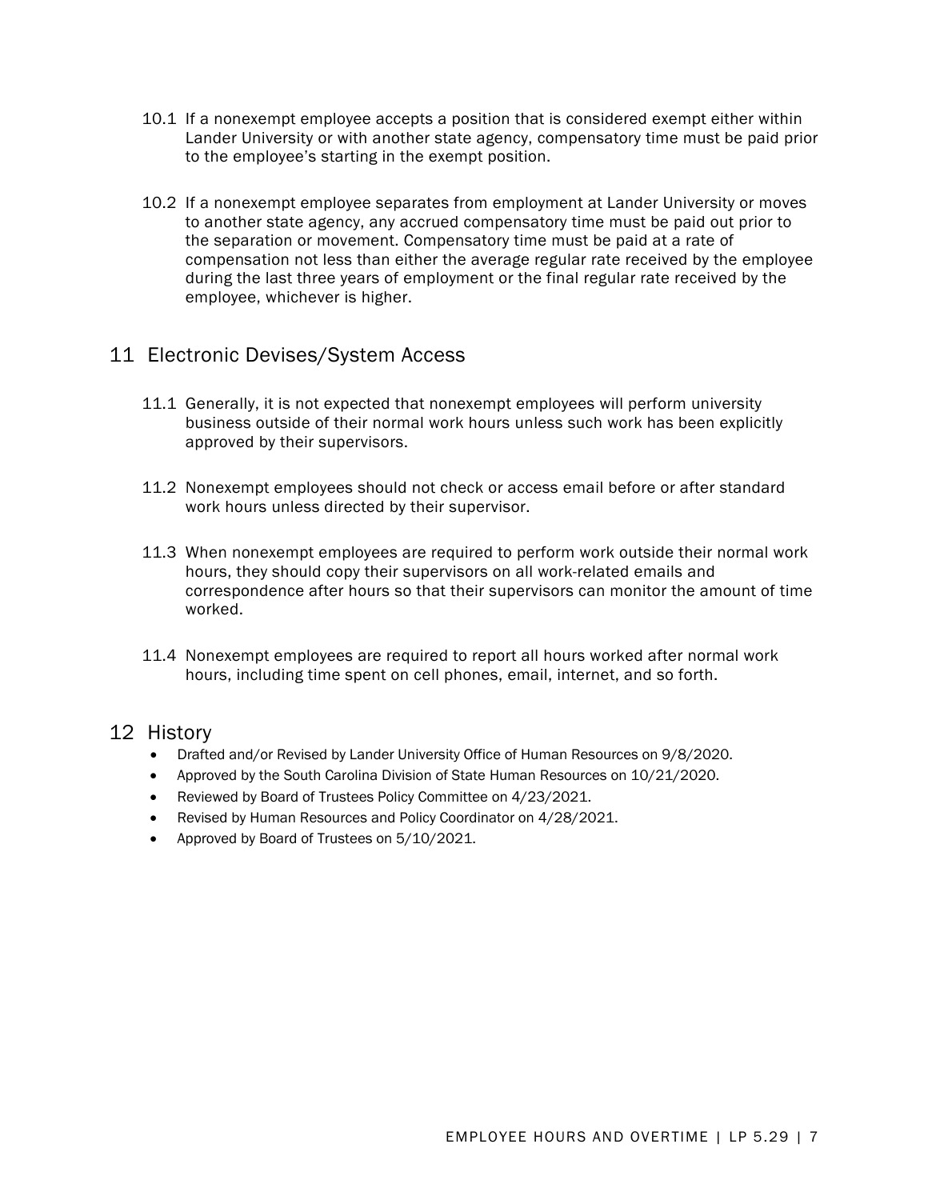10.1 If a nonexempt employee accepts a position that is considered exempt either within Lander University or with another state agency, compensatory time must be paid prior to the employee's starting in the exempt position.

10.2 If a nonexempt employee separates from employment at Lander University or moves to another state agency, any accrued compensatory time must be paid out prior to the separation or movement. Compensatory time must be paid at a rate of compensation not less than either the average regular rate received by the employee during the last three years of employment or the final regular rate received by the employee, whichever is higher.

## 11 Electronic Devises/System Access

11.1 Generally, it is not expected that nonexempt employees will perform university business outside of their normal work hours unless such work has been explicitly approved by their supervisors.

11.2 Nonexempt employees should not check or access email before or after standard work hours unless directed by their supervisor.

11.3 When nonexempt employees are required to perform work outside their normal work hours, they should copy their supervisors on all work-related emails and correspondence after hours so that their supervisors can monitor the amount of time worked.

11.4 Nonexempt employees are required to report all hours worked after normal work hours, including time spent on cell phones, email, internet, and so forth.

## 12 History

- Drafted and/or Revised by Lander University Office of Human Resources on 9/8/2020.
- Approved by the South Carolina Division of State Human Resources on 10/21/2020.
- Reviewed by Board of Trustees Policy Committee on 4/23/2021.
- Revised by Human Resources and Policy Coordinator on 4/28/2021.
- Approved by Board of Trustees on 5/10/2021.